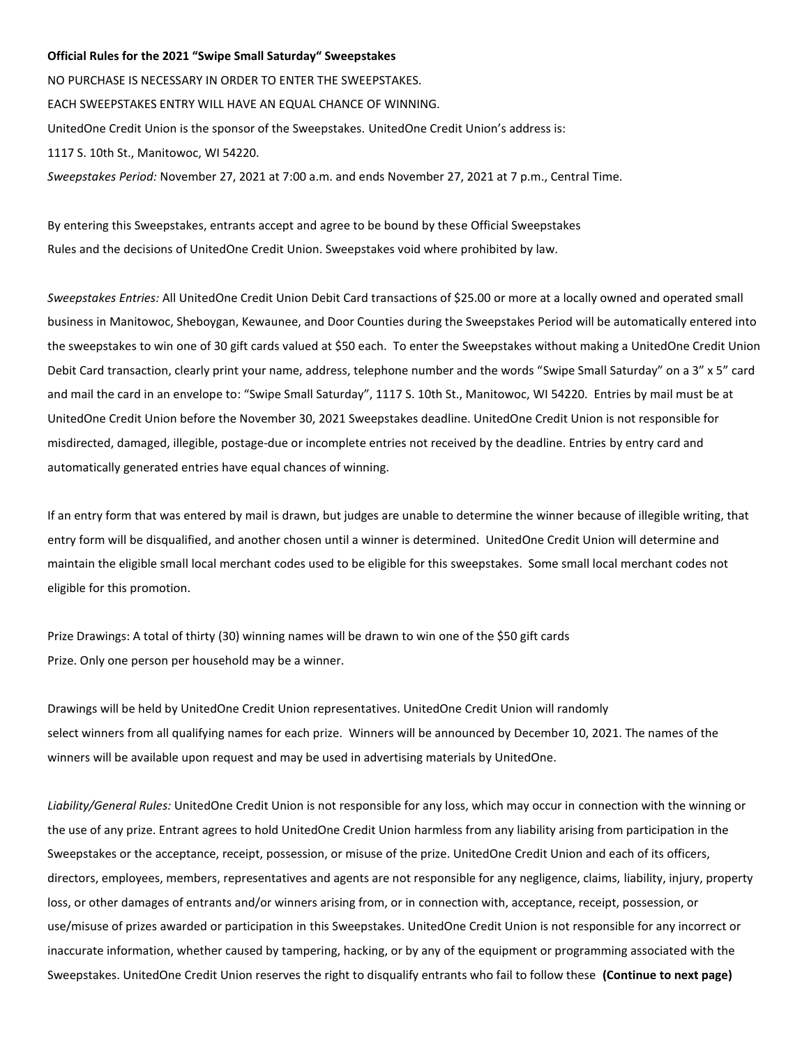**Official Rules for the 2021 "Swipe Small Saturday" Sweepstakes**

NO PURCHASE IS NECESSARY IN ORDER TO ENTER THE SWEEPSTAKES.

EACH SWEEPSTAKES ENTRY WILL HAVE AN EQUAL CHANCE OF WINNING.

UnitedOne Credit Union is the sponsor of the Sweepstakes. UnitedOne Credit Union's address is:

1117 S. 10th St., Manitowoc, WI 54220.

*Sweepstakes Period:* November 27, 2021 at 7:00 a.m. and ends November 27, 2021 at 7 p.m., Central Time.

By entering this Sweepstakes, entrants accept and agree to be bound by these Official Sweepstakes Rules and the decisions of UnitedOne Credit Union. Sweepstakes void where prohibited by law.

*Sweepstakes Entries:* All UnitedOne Credit Union Debit Card transactions of $25.00 or more at a locally owned and operated small business in Manitowoc, Sheboygan, Kewaunee, and Door Counties during the Sweepstakes Period will be automatically entered into the sweepstakes to win one of 30 gift cards valued at $50 each. To enter the Sweepstakes without making a UnitedOne Credit Union Debit Card transaction, clearly print your name, address, telephone number and the words "Swipe Small Saturday" on a 3" x 5" card and mail the card in an envelope to: "Swipe Small Saturday", 1117 S. 10th St., Manitowoc, WI 54220. Entries by mail must be at UnitedOne Credit Union before the November 30, 2021 Sweepstakes deadline. UnitedOne Credit Union is not responsible for misdirected, damaged, illegible, postage-due or incomplete entries not received by the deadline. Entries by entry card and automatically generated entries have equal chances of winning.

If an entry form that was entered by mail is drawn, but judges are unable to determine the winner because of illegible writing, that entry form will be disqualified, and another chosen until a winner is determined. UnitedOne Credit Union will determine and maintain the eligible small local merchant codes used to be eligible for this sweepstakes. Some small local merchant codes not eligible for this promotion.

Prize Drawings: A total of thirty (30) winning names will be drawn to win one of the $50 gift cards Prize. Only one person per household may be a winner.

Drawings will be held by UnitedOne Credit Union representatives. UnitedOne Credit Union will randomly select winners from all qualifying names for each prize. Winners will be announced by December 10, 2021. The names of the winners will be available upon request and may be used in advertising materials by UnitedOne.

*Liability/General Rules:* UnitedOne Credit Union is not responsible for any loss, which may occur in connection with the winning or the use of any prize. Entrant agrees to hold UnitedOne Credit Union harmless from any liability arising from participation in the Sweepstakes or the acceptance, receipt, possession, or misuse of the prize. UnitedOne Credit Union and each of its officers, directors, employees, members, representatives and agents are not responsible for any negligence, claims, liability, injury, property loss, or other damages of entrants and/or winners arising from, or in connection with, acceptance, receipt, possession, or use/misuse of prizes awarded or participation in this Sweepstakes. UnitedOne Credit Union is not responsible for any incorrect or inaccurate information, whether caused by tampering, hacking, or by any of the equipment or programming associated with the Sweepstakes. UnitedOne Credit Union reserves the right to disqualify entrants who fail to follow these **(Continue to next page)**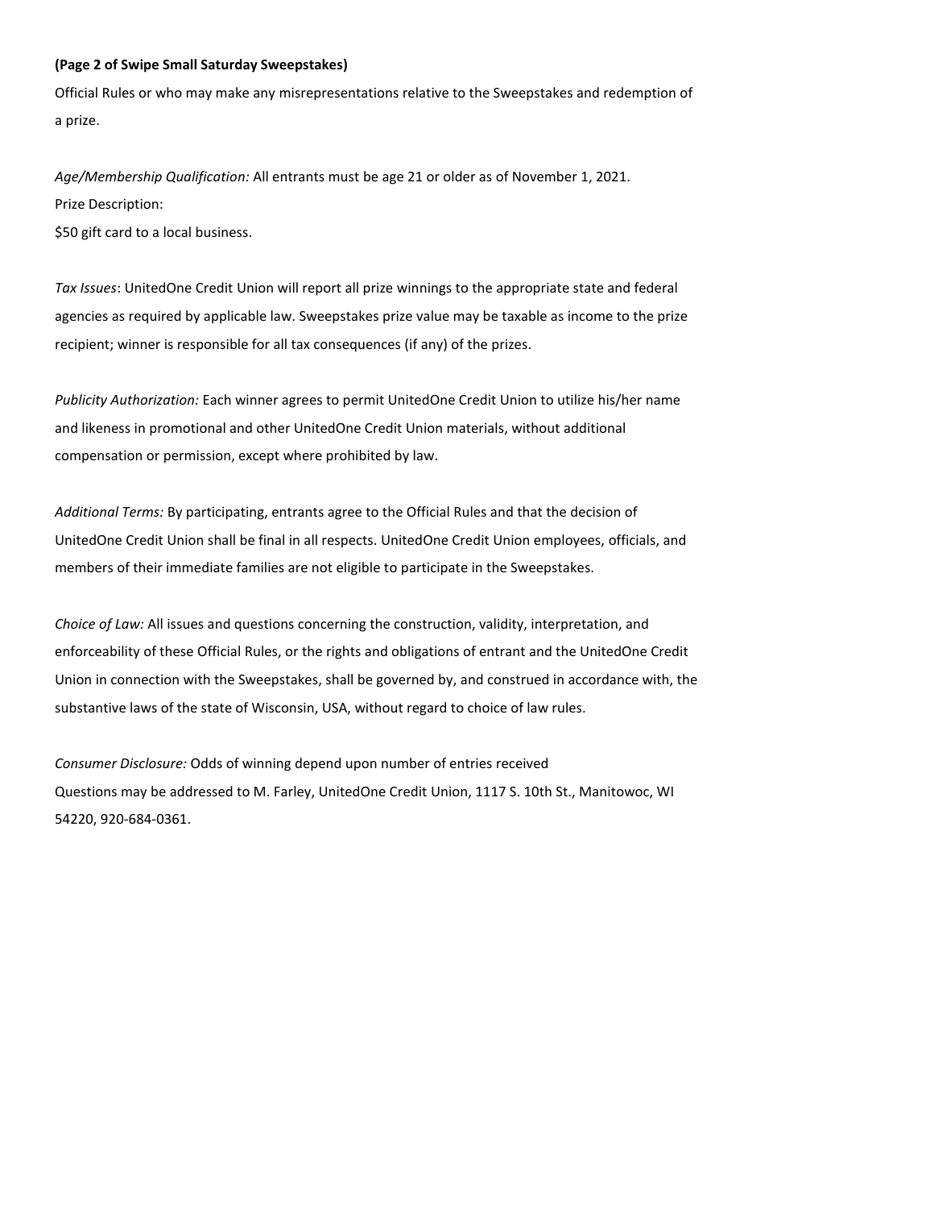**(Page 2 of Swipe Small Saturday Sweepstakes)**

Official Rules or who may make any misrepresentations relative to the Sweepstakes and redemption of a prize.

*Age/Membership Qualification:* All entrants must be age 21 or older as of November 1, 2021.
Prize Description:
$50 gift card to a local business.

*Tax Issues*: UnitedOne Credit Union will report all prize winnings to the appropriate state and federal agencies as required by applicable law. Sweepstakes prize value may be taxable as income to the prize recipient; winner is responsible for all tax consequences (if any) of the prizes.

*Publicity Authorization:* Each winner agrees to permit UnitedOne Credit Union to utilize his/her name and likeness in promotional and other UnitedOne Credit Union materials, without additional compensation or permission, except where prohibited by law.

*Additional Terms:* By participating, entrants agree to the Official Rules and that the decision of UnitedOne Credit Union shall be final in all respects. UnitedOne Credit Union employees, officials, and members of their immediate families are not eligible to participate in the Sweepstakes.

*Choice of Law:* All issues and questions concerning the construction, validity, interpretation, and enforceability of these Official Rules, or the rights and obligations of entrant and the UnitedOne Credit Union in connection with the Sweepstakes, shall be governed by, and construed in accordance with, the substantive laws of the state of Wisconsin, USA, without regard to choice of law rules.

*Consumer Disclosure:* Odds of winning depend upon number of entries received
Questions may be addressed to M. Farley, UnitedOne Credit Union, 1117 S. 10th St., Manitowoc, WI 54220, 920-684-0361.